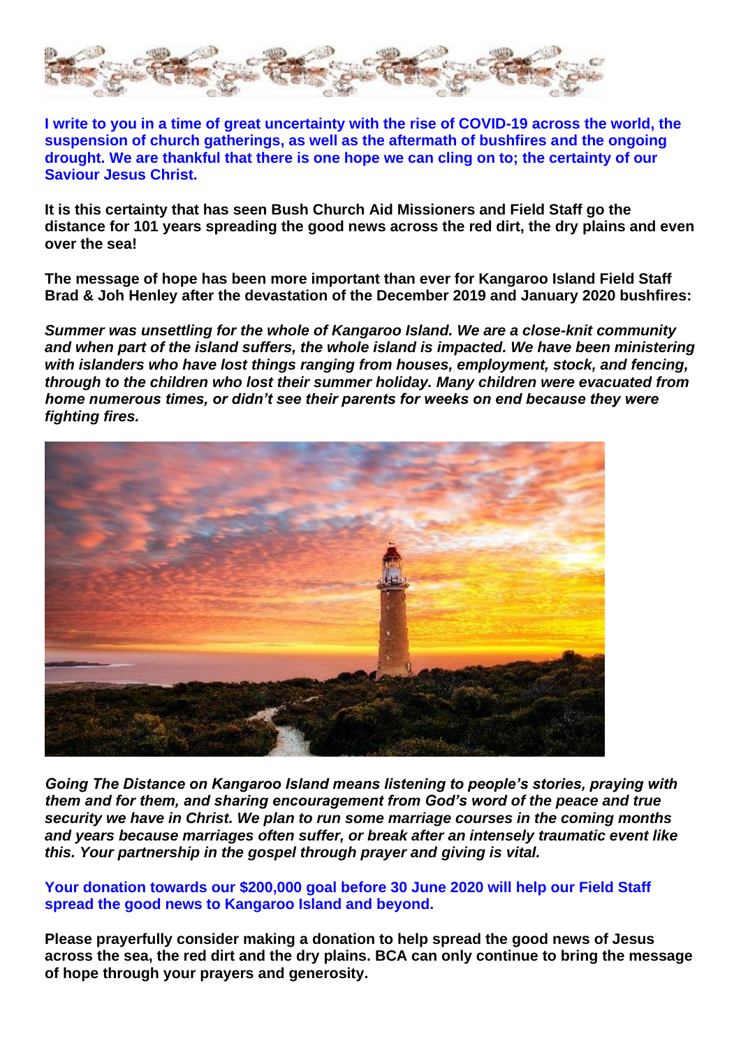**I write to you in a time of great uncertainty with the rise of COVID-19 across the world, the suspension of church gatherings, as well as the aftermath of bushfires and the ongoing drought. We are thankful that there is one hope we can cling on to; the certainty of our Saviour Jesus Christ.**

**It is this certainty that has seen Bush Church Aid Missioners and Field Staff go the distance for 101 years spreading the good news across the red dirt, the dry plains and even over the sea!**

**The message of hope has been more important than ever for Kangaroo Island Field Staff Brad & Joh Henley after the devastation of the December 2019 and January 2020 bushfires:**

***Summer was unsettling for the whole of Kangaroo Island. We are a close-knit community and when part of the island suffers, the whole island is impacted. We have been ministering with islanders who have lost things ranging from houses, employment, stock, and fencing, through to the children who lost their summer holiday. Many children were evacuated from home numerous times, or didn't see their parents for weeks on end because they were fighting fires.***

***Going The Distance on Kangaroo Island means listening to people's stories, praying with them and for them, and sharing encouragement from God's word of the peace and true security we have in Christ. We plan to run some marriage courses in the coming months and years because marriages often suffer, or break after an intensely traumatic event like this. Your partnership in the gospel through prayer and giving is vital.***

**Your donation towards our $200,000 goal before 30 June 2020 will help our Field Staff spread the good news to Kangaroo Island and beyond.**

**Please prayerfully consider making a donation to help spread the good news of Jesus across the sea, the red dirt and the dry plains. BCA can only continue to bring the message of hope through your prayers and generosity.**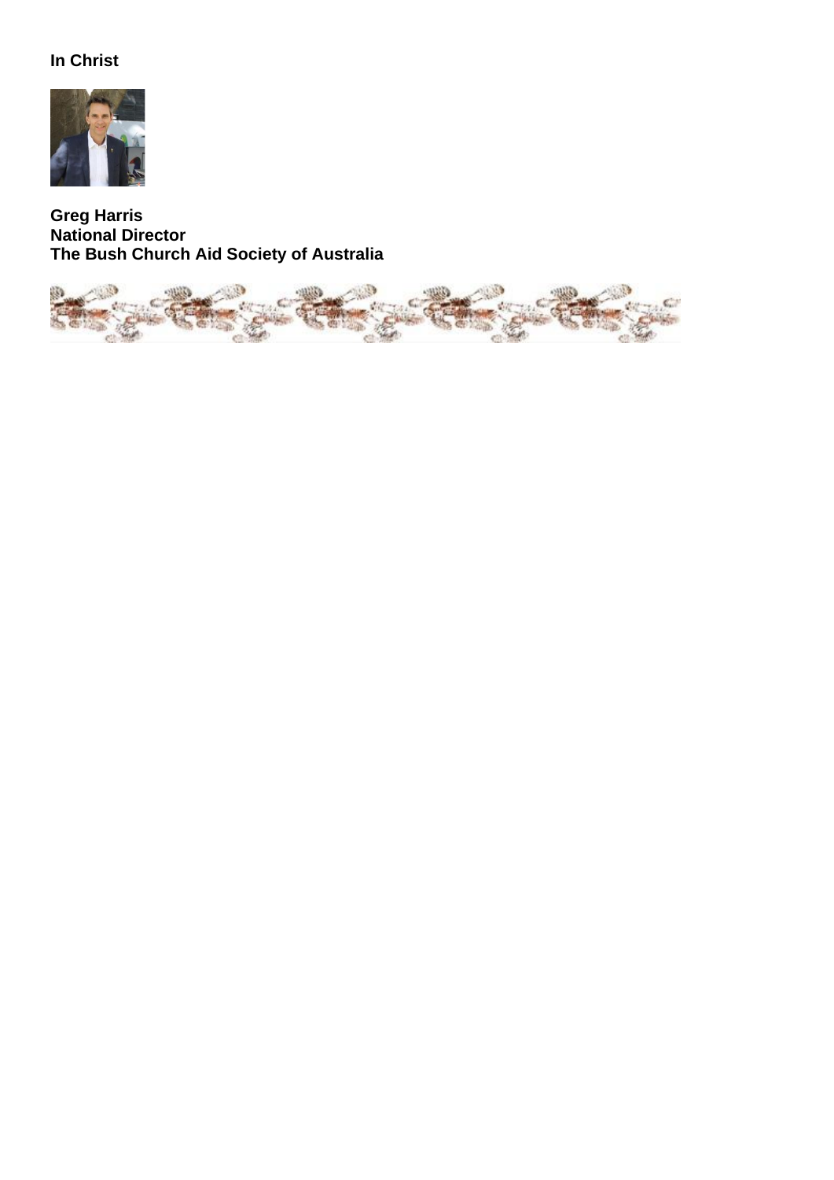**In Christ**

**Greg Harris**
**National Director**
**The Bush Church Aid Society of Australia**